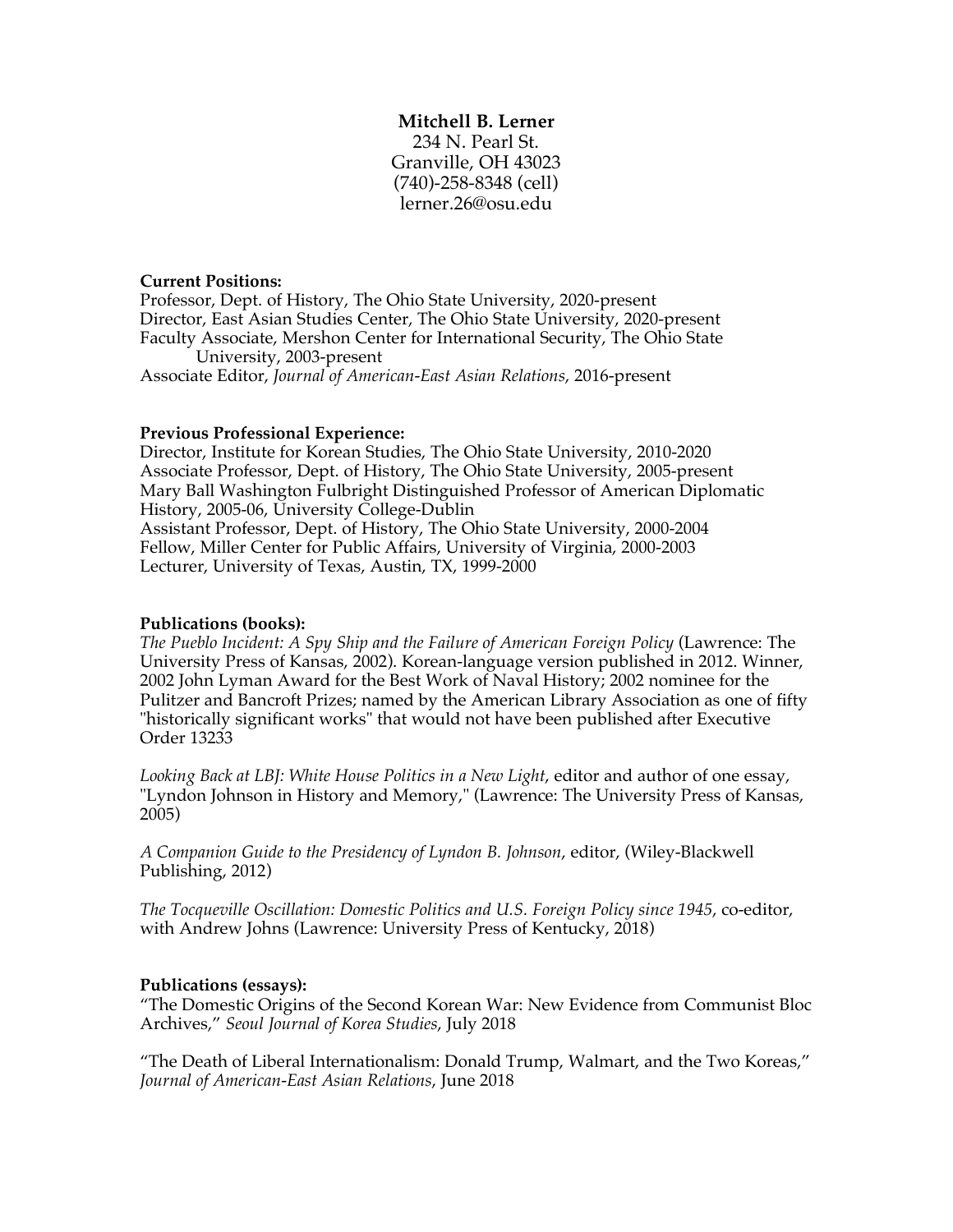**Mitchell B. Lerner**
234 N. Pearl St.
Granville, OH 43023
(740)-258-8348 (cell)
lerner.26@osu.edu

**Current Positions:**
Professor, Dept. of History, The Ohio State University, 2020-present
Director, East Asian Studies Center, The Ohio State University, 2020-present
Faculty Associate, Mershon Center for International Security, The Ohio State University, 2003-present
Associate Editor, *Journal of American-East Asian Relations*, 2016-present

**Previous Professional Experience:**
Director, Institute for Korean Studies, The Ohio State University, 2010-2020
Associate Professor, Dept. of History, The Ohio State University, 2005-present
Mary Ball Washington Fulbright Distinguished Professor of American Diplomatic History, 2005-06, University College-Dublin
Assistant Professor, Dept. of History, The Ohio State University, 2000-2004
Fellow, Miller Center for Public Affairs, University of Virginia, 2000-2003
Lecturer, University of Texas, Austin, TX, 1999-2000

**Publications (books):**
*The Pueblo Incident: A Spy Ship and the Failure of American Foreign Policy* (Lawrence: The University Press of Kansas, 2002). Korean-language version published in 2012. Winner, 2002 John Lyman Award for the Best Work of Naval History; 2002 nominee for the Pulitzer and Bancroft Prizes; named by the American Library Association as one of fifty "historically significant works" that would not have been published after Executive Order 13233

*Looking Back at LBJ: White House Politics in a New Light*, editor and author of one essay, "Lyndon Johnson in History and Memory," (Lawrence: The University Press of Kansas, 2005)

*A Companion Guide to the Presidency of Lyndon B. Johnson*, editor, (Wiley-Blackwell Publishing, 2012)

*The Tocqueville Oscillation: Domestic Politics and U.S. Foreign Policy since 1945*, co-editor, with Andrew Johns (Lawrence: University Press of Kentucky, 2018)

**Publications (essays):**
"The Domestic Origins of the Second Korean War: New Evidence from Communist Bloc Archives," *Seoul Journal of Korea Studies*, July 2018

"The Death of Liberal Internationalism: Donald Trump, Walmart, and the Two Koreas," *Journal of American-East Asian Relations*, June 2018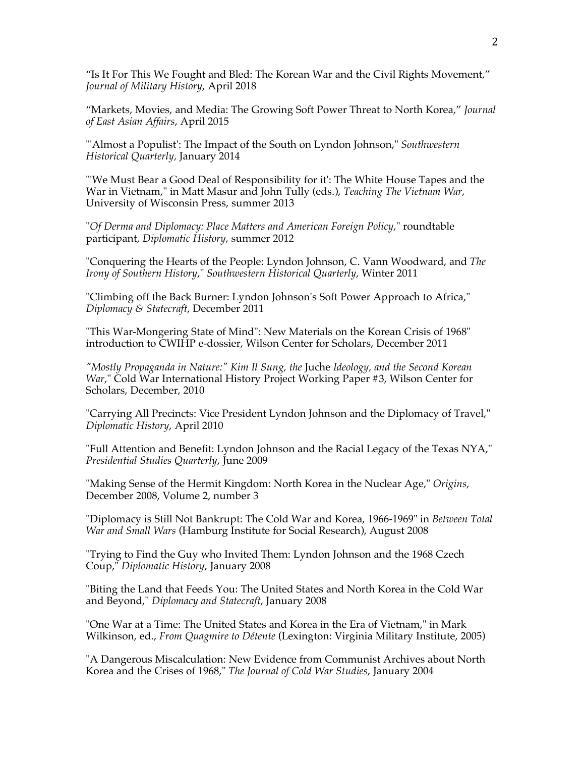"Is It For This We Fought and Bled: The Korean War and the Civil Rights Movement," *Journal of Military History*, April 2018

"Markets, Movies, and Media: The Growing Soft Power Threat to North Korea," *Journal of East Asian Affairs*, April 2015

"'Almost a Populist': The Impact of the South on Lyndon Johnson," *Southwestern Historical Quarterly*, January 2014

"'We Must Bear a Good Deal of Responsibility for it': The White House Tapes and the War in Vietnam," in Matt Masur and John Tully (eds.), *Teaching The Vietnam War*, University of Wisconsin Press, summer 2013

"*Of Derma and Diplomacy: Place Matters and American Foreign Policy*," roundtable participant, *Diplomatic History*, summer 2012

"Conquering the Hearts of the People: Lyndon Johnson, C. Vann Woodward, and *The Irony of Southern History*," *Southwestern Historical Quarterly*, Winter 2011

"Climbing off the Back Burner: Lyndon Johnson's Soft Power Approach to Africa," *Diplomacy & Statecraft*, December 2011

"This War-Mongering State of Mind": New Materials on the Korean Crisis of 1968" introduction to CWIHP e-dossier, Wilson Center for Scholars, December 2011

*"Mostly Propaganda in Nature:" Kim Il Sung, the* Juche *Ideology, and the Second Korean War*," Cold War International History Project Working Paper #3, Wilson Center for Scholars, December, 2010

"Carrying All Precincts: Vice President Lyndon Johnson and the Diplomacy of Travel," *Diplomatic History*, April 2010

"Full Attention and Benefit: Lyndon Johnson and the Racial Legacy of the Texas NYA," *Presidential Studies Quarterly*, June 2009

"Making Sense of the Hermit Kingdom: North Korea in the Nuclear Age," *Origins*, December 2008, Volume 2, number 3

"Diplomacy is Still Not Bankrupt: The Cold War and Korea, 1966-1969" in *Between Total War and Small Wars* (Hamburg Institute for Social Research), August 2008

"Trying to Find the Guy who Invited Them: Lyndon Johnson and the 1968 Czech Coup," *Diplomatic History*, January 2008

"Biting the Land that Feeds You: The United States and North Korea in the Cold War and Beyond," *Diplomacy and Statecraft*, January 2008

"One War at a Time: The United States and Korea in the Era of Vietnam," in Mark Wilkinson, ed., *From Quagmire to Détente* (Lexington: Virginia Military Institute, 2005)

"A Dangerous Miscalculation: New Evidence from Communist Archives about North Korea and the Crises of 1968," *The Journal of Cold War Studies*, January 2004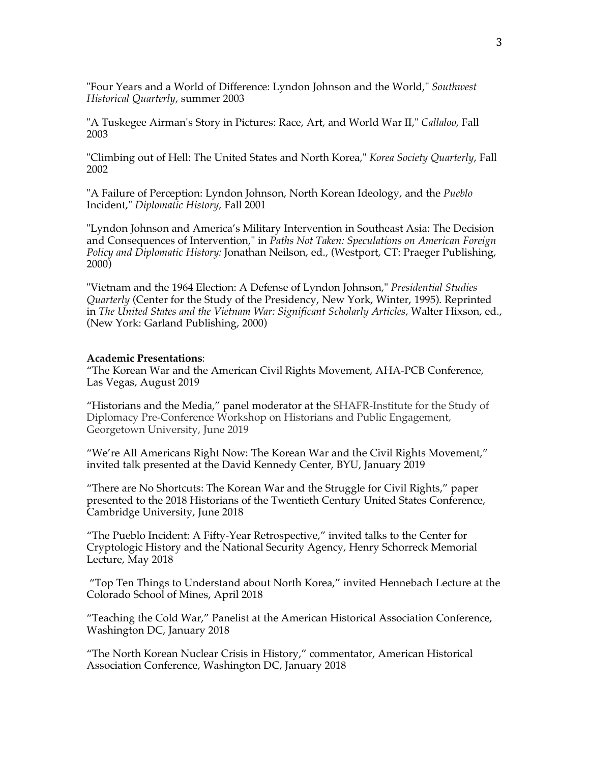"Four Years and a World of Difference: Lyndon Johnson and the World," *Southwest Historical Quarterly*, summer 2003

"A Tuskegee Airman's Story in Pictures: Race, Art, and World War II," *Callaloo*, Fall 2003

"Climbing out of Hell: The United States and North Korea," *Korea Society Quarterly*, Fall 2002

"A Failure of Perception: Lyndon Johnson, North Korean Ideology, and the *Pueblo* Incident," *Diplomatic History*, Fall 2001

"Lyndon Johnson and America's Military Intervention in Southeast Asia: The Decision and Consequences of Intervention," in *Paths Not Taken: Speculations on American Foreign Policy and Diplomatic History:* Jonathan Neilson, ed., (Westport, CT: Praeger Publishing, 2000)

"Vietnam and the 1964 Election: A Defense of Lyndon Johnson," *Presidential Studies Quarterly* (Center for the Study of the Presidency, New York, Winter, 1995). Reprinted in *The United States and the Vietnam War: Significant Scholarly Articles*, Walter Hixson, ed., (New York: Garland Publishing, 2000)

**Academic Presentations**:

"The Korean War and the American Civil Rights Movement, AHA-PCB Conference, Las Vegas, August 2019

"Historians and the Media," panel moderator at the SHAFR-Institute for the Study of Diplomacy Pre-Conference Workshop on Historians and Public Engagement, Georgetown University, June 2019

"We're All Americans Right Now: The Korean War and the Civil Rights Movement," invited talk presented at the David Kennedy Center, BYU, January 2019

"There are No Shortcuts: The Korean War and the Struggle for Civil Rights," paper presented to the 2018 Historians of the Twentieth Century United States Conference, Cambridge University, June 2018

"The Pueblo Incident: A Fifty-Year Retrospective," invited talks to the Center for Cryptologic History and the National Security Agency, Henry Schorreck Memorial Lecture, May 2018

"Top Ten Things to Understand about North Korea," invited Hennebach Lecture at the Colorado School of Mines, April 2018

"Teaching the Cold War," Panelist at the American Historical Association Conference, Washington DC, January 2018

"The North Korean Nuclear Crisis in History," commentator, American Historical Association Conference, Washington DC, January 2018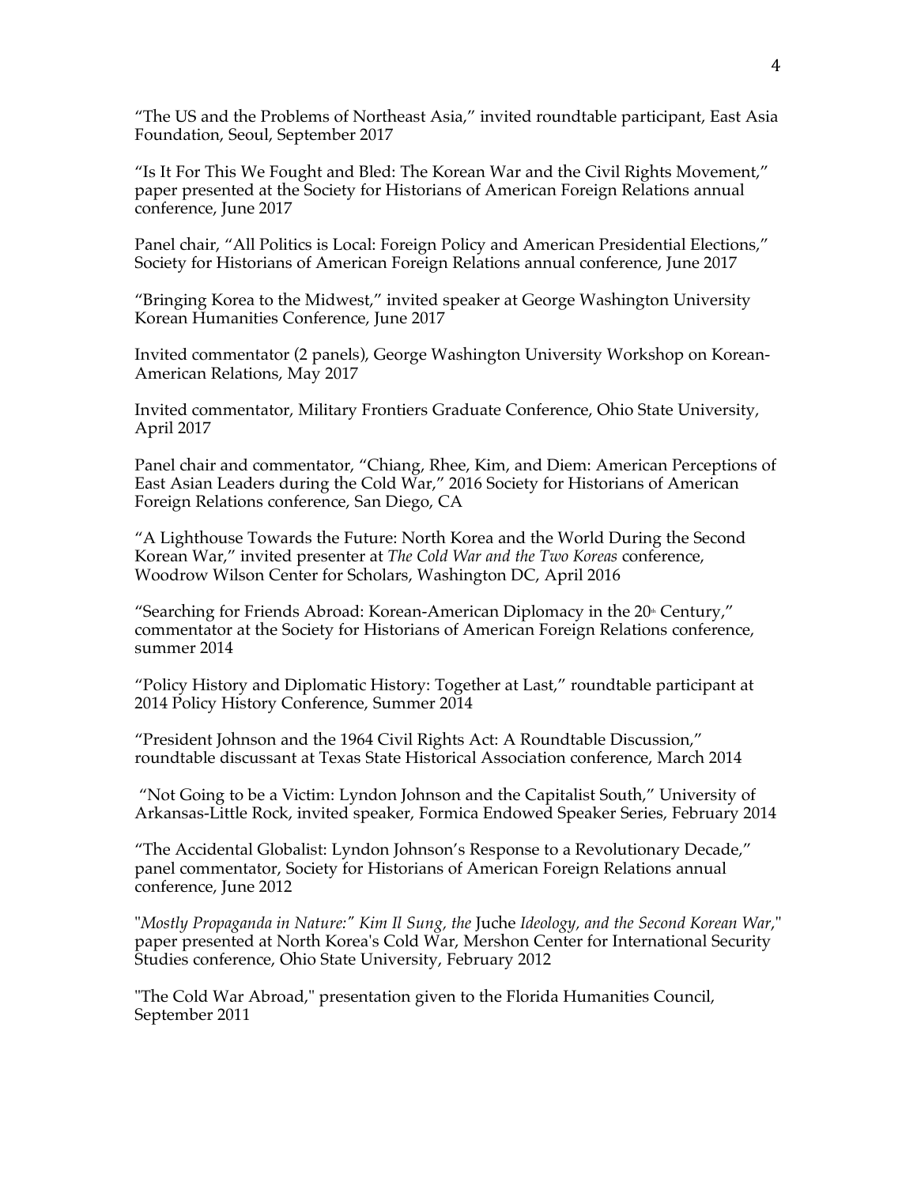"The US and the Problems of Northeast Asia," invited roundtable participant, East Asia Foundation, Seoul, September 2017

"Is It For This We Fought and Bled: The Korean War and the Civil Rights Movement," paper presented at the Society for Historians of American Foreign Relations annual conference, June 2017

Panel chair, "All Politics is Local: Foreign Policy and American Presidential Elections," Society for Historians of American Foreign Relations annual conference, June 2017

"Bringing Korea to the Midwest," invited speaker at George Washington University Korean Humanities Conference, June 2017

Invited commentator (2 panels), George Washington University Workshop on Korean-American Relations, May 2017

Invited commentator, Military Frontiers Graduate Conference, Ohio State University, April 2017

Panel chair and commentator, "Chiang, Rhee, Kim, and Diem: American Perceptions of East Asian Leaders during the Cold War," 2016 Society for Historians of American Foreign Relations conference, San Diego, CA

"A Lighthouse Towards the Future: North Korea and the World During the Second Korean War," invited presenter at *The Cold War and the Two Koreas* conference, Woodrow Wilson Center for Scholars, Washington DC, April 2016

"Searching for Friends Abroad: Korean-American Diplomacy in the 20th Century," commentator at the Society for Historians of American Foreign Relations conference, summer 2014

"Policy History and Diplomatic History: Together at Last," roundtable participant at 2014 Policy History Conference, Summer 2014

"President Johnson and the 1964 Civil Rights Act: A Roundtable Discussion," roundtable discussant at Texas State Historical Association conference, March 2014

"Not Going to be a Victim: Lyndon Johnson and the Capitalist South," University of Arkansas-Little Rock, invited speaker, Formica Endowed Speaker Series, February 2014

"The Accidental Globalist: Lyndon Johnson's Response to a Revolutionary Decade," panel commentator, Society for Historians of American Foreign Relations annual conference, June 2012

"*Mostly Propaganda in Nature:" Kim Il Sung, the* Juche *Ideology, and the Second Korean War*," paper presented at North Korea's Cold War, Mershon Center for International Security Studies conference, Ohio State University, February 2012

"The Cold War Abroad," presentation given to the Florida Humanities Council, September 2011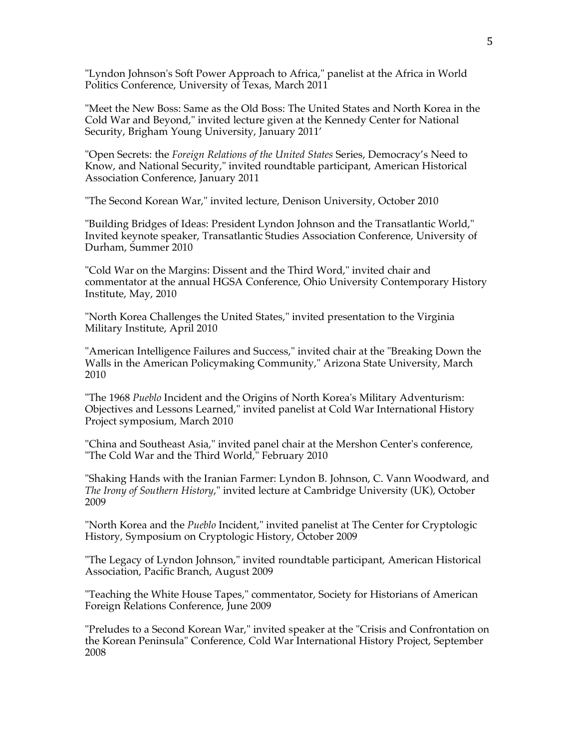"Lyndon Johnson's Soft Power Approach to Africa," panelist at the Africa in World Politics Conference, University of Texas, March 2011

"Meet the New Boss: Same as the Old Boss: The United States and North Korea in the Cold War and Beyond," invited lecture given at the Kennedy Center for National Security, Brigham Young University, January 2011'

"Open Secrets: the *Foreign Relations of the United States* Series, Democracy's Need to Know, and National Security," invited roundtable participant, American Historical Association Conference, January 2011

"The Second Korean War," invited lecture, Denison University, October 2010

"Building Bridges of Ideas: President Lyndon Johnson and the Transatlantic World," Invited keynote speaker, Transatlantic Studies Association Conference, University of Durham, Summer 2010

"Cold War on the Margins: Dissent and the Third Word," invited chair and commentator at the annual HGSA Conference, Ohio University Contemporary History Institute, May, 2010

"North Korea Challenges the United States," invited presentation to the Virginia Military Institute, April 2010

"American Intelligence Failures and Success," invited chair at the "Breaking Down the Walls in the American Policymaking Community," Arizona State University, March 2010

"The 1968 *Pueblo* Incident and the Origins of North Korea's Military Adventurism: Objectives and Lessons Learned," invited panelist at Cold War International History Project symposium, March 2010

"China and Southeast Asia," invited panel chair at the Mershon Center's conference, "The Cold War and the Third World," February 2010

"Shaking Hands with the Iranian Farmer: Lyndon B. Johnson, C. Vann Woodward, and *The Irony of Southern History*," invited lecture at Cambridge University (UK), October 2009

"North Korea and the *Pueblo* Incident," invited panelist at The Center for Cryptologic History, Symposium on Cryptologic History, October 2009

"The Legacy of Lyndon Johnson," invited roundtable participant, American Historical Association, Pacific Branch, August 2009

"Teaching the White House Tapes," commentator, Society for Historians of American Foreign Relations Conference, June 2009

"Preludes to a Second Korean War," invited speaker at the "Crisis and Confrontation on the Korean Peninsula" Conference, Cold War International History Project, September 2008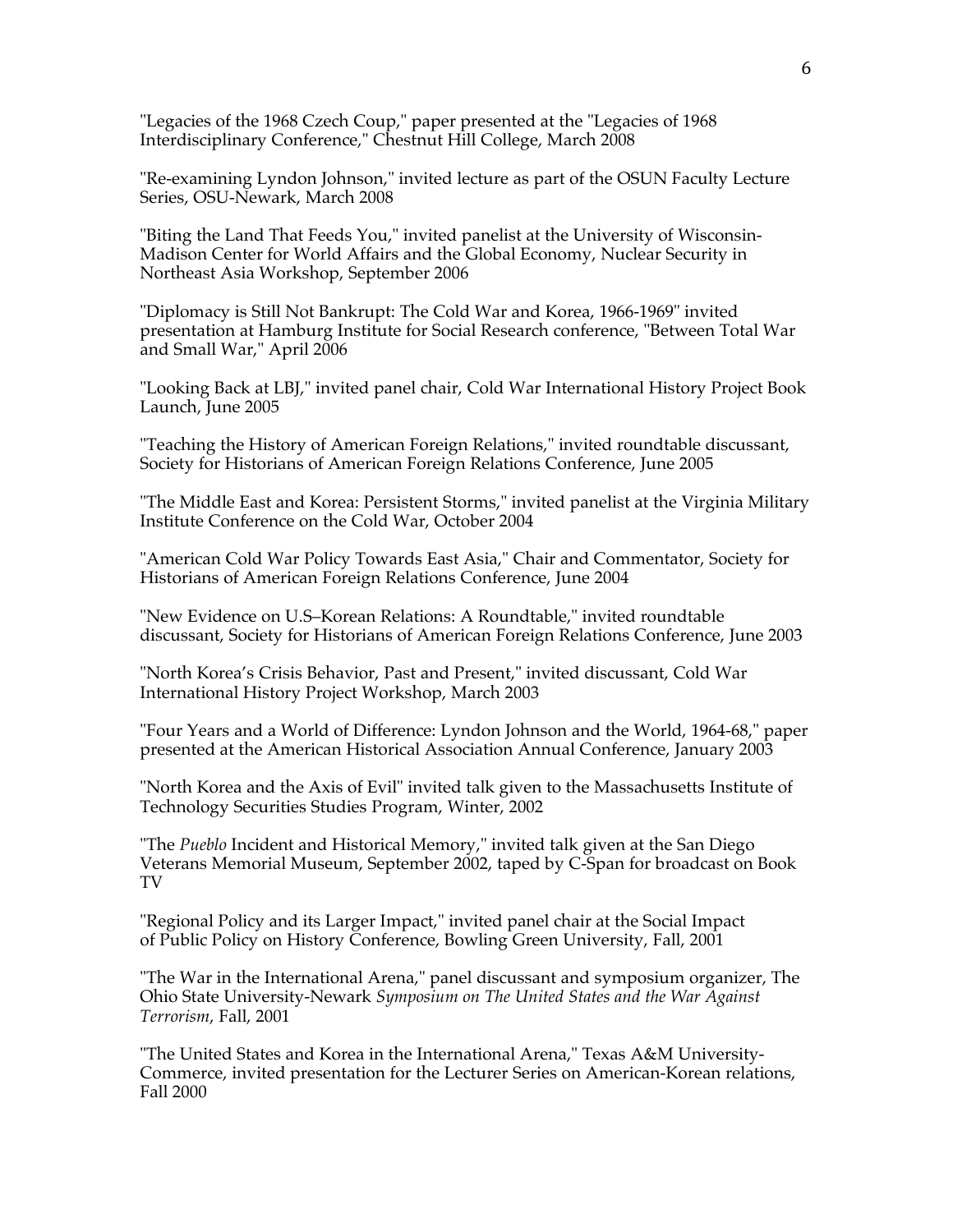"Legacies of the 1968 Czech Coup," paper presented at the "Legacies of 1968 Interdisciplinary Conference," Chestnut Hill College, March 2008

"Re-examining Lyndon Johnson," invited lecture as part of the OSUN Faculty Lecture Series, OSU-Newark, March 2008

"Biting the Land That Feeds You," invited panelist at the University of Wisconsin-Madison Center for World Affairs and the Global Economy, Nuclear Security in Northeast Asia Workshop, September 2006

"Diplomacy is Still Not Bankrupt: The Cold War and Korea, 1966-1969" invited presentation at Hamburg Institute for Social Research conference, "Between Total War and Small War," April 2006

"Looking Back at LBJ," invited panel chair, Cold War International History Project Book Launch, June 2005

"Teaching the History of American Foreign Relations," invited roundtable discussant, Society for Historians of American Foreign Relations Conference, June 2005

"The Middle East and Korea: Persistent Storms," invited panelist at the Virginia Military Institute Conference on the Cold War, October 2004

"American Cold War Policy Towards East Asia," Chair and Commentator, Society for Historians of American Foreign Relations Conference, June 2004

"New Evidence on U.S–Korean Relations: A Roundtable," invited roundtable discussant, Society for Historians of American Foreign Relations Conference, June 2003

"North Korea's Crisis Behavior, Past and Present," invited discussant, Cold War International History Project Workshop, March 2003

"Four Years and a World of Difference: Lyndon Johnson and the World, 1964-68," paper presented at the American Historical Association Annual Conference, January 2003

"North Korea and the Axis of Evil" invited talk given to the Massachusetts Institute of Technology Securities Studies Program, Winter, 2002

"The *Pueblo* Incident and Historical Memory," invited talk given at the San Diego Veterans Memorial Museum, September 2002, taped by C-Span for broadcast on Book TV

"Regional Policy and its Larger Impact," invited panel chair at the Social Impact of Public Policy on History Conference, Bowling Green University, Fall, 2001

"The War in the International Arena," panel discussant and symposium organizer, The Ohio State University-Newark *Symposium on The United States and the War Against Terrorism*, Fall, 2001

"The United States and Korea in the International Arena," Texas A&M University-Commerce, invited presentation for the Lecturer Series on American-Korean relations, Fall 2000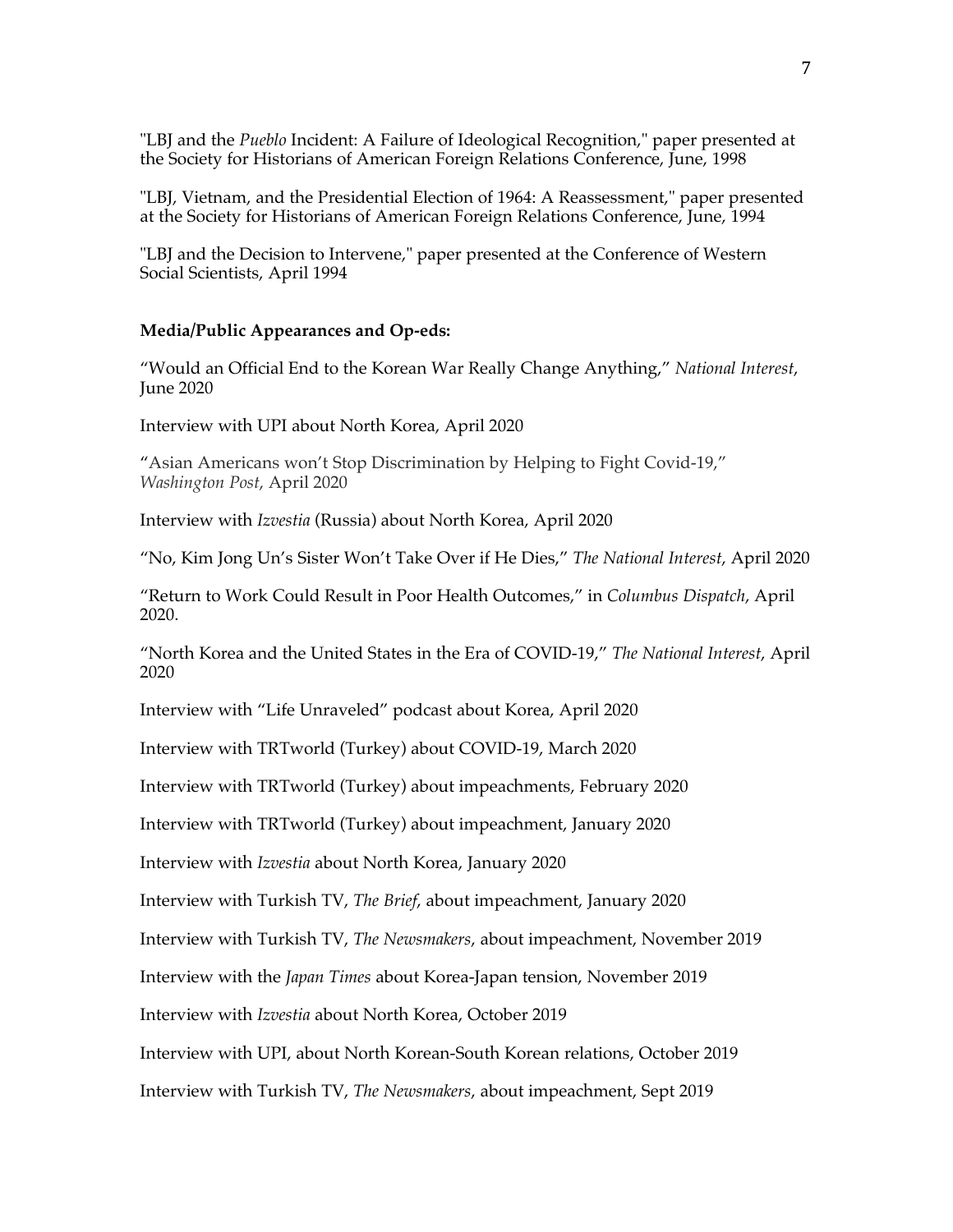"LBJ and the *Pueblo* Incident: A Failure of Ideological Recognition," paper presented at the Society for Historians of American Foreign Relations Conference, June, 1998

"LBJ, Vietnam, and the Presidential Election of 1964: A Reassessment," paper presented at the Society for Historians of American Foreign Relations Conference, June, 1994

"LBJ and the Decision to Intervene," paper presented at the Conference of Western Social Scientists, April 1994

**Media/Public Appearances and Op-eds:**

"Would an Official End to the Korean War Really Change Anything," *National Interest*, June 2020

Interview with UPI about North Korea, April 2020

"Asian Americans won't Stop Discrimination by Helping to Fight Covid-19," *Washington Post*, April 2020

Interview with *Izvestia* (Russia) about North Korea, April 2020

"No, Kim Jong Un's Sister Won't Take Over if He Dies," *The National Interest*, April 2020

"Return to Work Could Result in Poor Health Outcomes," in *Columbus Dispatch*, April 2020.

"North Korea and the United States in the Era of COVID-19," *The National Interest*, April 2020

Interview with "Life Unraveled" podcast about Korea, April 2020

Interview with TRTworld (Turkey) about COVID-19, March 2020

Interview with TRTworld (Turkey) about impeachments, February 2020

Interview with TRTworld (Turkey) about impeachment, January 2020

Interview with *Izvestia* about North Korea, January 2020

Interview with Turkish TV, *The Brief*, about impeachment, January 2020

Interview with Turkish TV, *The Newsmakers*, about impeachment, November 2019

Interview with the *Japan Times* about Korea-Japan tension, November 2019

Interview with *Izvestia* about North Korea, October 2019

Interview with UPI, about North Korean-South Korean relations, October 2019

Interview with Turkish TV, *The Newsmakers*, about impeachment, Sept 2019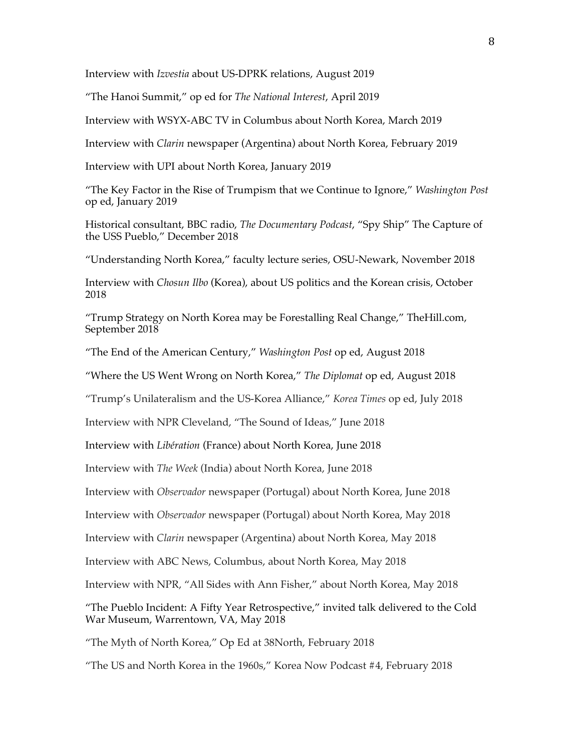Interview with *Izvestia* about US-DPRK relations, August 2019

"The Hanoi Summit," op ed for *The National Interest*, April 2019

Interview with WSYX-ABC TV in Columbus about North Korea, March 2019

Interview with *Clarin* newspaper (Argentina) about North Korea, February 2019

Interview with UPI about North Korea, January 2019

"The Key Factor in the Rise of Trumpism that we Continue to Ignore," *Washington Post* op ed, January 2019

Historical consultant, BBC radio, *The Documentary Podcast*, "Spy Ship" The Capture of the USS Pueblo," December 2018

"Understanding North Korea," faculty lecture series, OSU-Newark, November 2018

Interview with *Chosun Ilbo* (Korea), about US politics and the Korean crisis, October 2018

"Trump Strategy on North Korea may be Forestalling Real Change," TheHill.com, September 2018

"The End of the American Century," *Washington Post* op ed, August 2018

"Where the US Went Wrong on North Korea," *The Diplomat* op ed, August 2018

"Trump's Unilateralism and the US-Korea Alliance," *Korea Times* op ed, July 2018

Interview with NPR Cleveland, "The Sound of Ideas," June 2018

Interview with *Libération* (France) about North Korea, June 2018

Interview with *The Week* (India) about North Korea, June 2018

Interview with *Observador* newspaper (Portugal) about North Korea, June 2018

Interview with *Observador* newspaper (Portugal) about North Korea, May 2018

Interview with *Clarin* newspaper (Argentina) about North Korea, May 2018

Interview with ABC News, Columbus, about North Korea, May 2018

Interview with NPR, "All Sides with Ann Fisher," about North Korea, May 2018

"The Pueblo Incident: A Fifty Year Retrospective," invited talk delivered to the Cold War Museum, Warrentown, VA, May 2018

"The Myth of North Korea," Op Ed at 38North, February 2018

"The US and North Korea in the 1960s," Korea Now Podcast #4, February 2018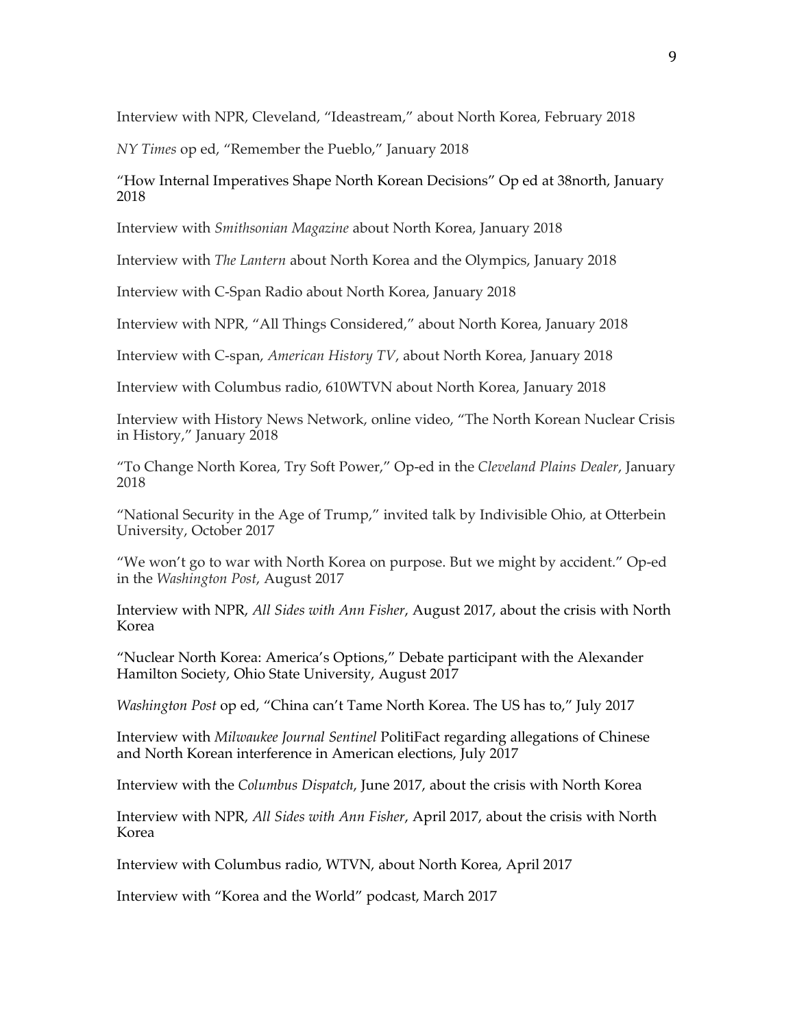Interview with NPR, Cleveland, "Ideastream," about North Korea, February 2018

*NY Times* op ed, "Remember the Pueblo," January 2018

"How Internal Imperatives Shape North Korean Decisions" Op ed at 38north, January 2018

Interview with *Smithsonian Magazine* about North Korea, January 2018

Interview with *The Lantern* about North Korea and the Olympics, January 2018

Interview with C-Span Radio about North Korea, January 2018

Interview with NPR, "All Things Considered," about North Korea, January 2018

Interview with C-span, *American History TV*, about North Korea, January 2018

Interview with Columbus radio, 610WTVN about North Korea, January 2018

Interview with History News Network, online video, "The North Korean Nuclear Crisis in History," January 2018

"To Change North Korea, Try Soft Power," Op-ed in the *Cleveland Plains Dealer*, January 2018

"National Security in the Age of Trump," invited talk by Indivisible Ohio, at Otterbein University, October 2017

"We won't go to war with North Korea on purpose. But we might by accident." Op-ed in the *Washington Post*, August 2017

Interview with NPR, *All Sides with Ann Fisher*, August 2017, about the crisis with North Korea

"Nuclear North Korea: America's Options," Debate participant with the Alexander Hamilton Society, Ohio State University, August 2017

*Washington Post* op ed, "China can't Tame North Korea. The US has to," July 2017

Interview with *Milwaukee Journal Sentinel* PolitiFact regarding allegations of Chinese and North Korean interference in American elections, July 2017

Interview with the *Columbus Dispatch*, June 2017, about the crisis with North Korea

Interview with NPR, *All Sides with Ann Fisher*, April 2017, about the crisis with North Korea

Interview with Columbus radio, WTVN, about North Korea, April 2017

Interview with "Korea and the World" podcast, March 2017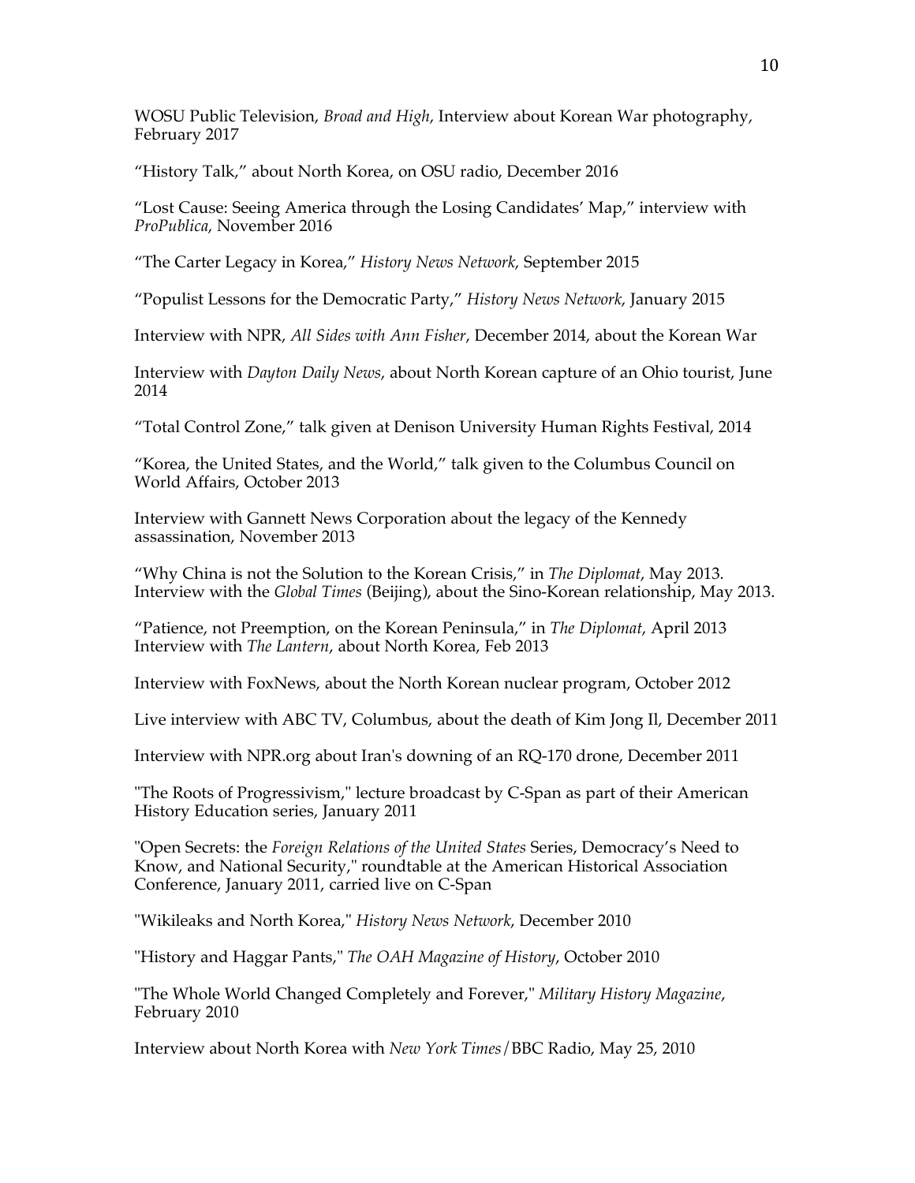WOSU Public Television, *Broad and High*, Interview about Korean War photography, February 2017

"History Talk," about North Korea, on OSU radio, December 2016

"Lost Cause: Seeing America through the Losing Candidates' Map," interview with *ProPublica*, November 2016

"The Carter Legacy in Korea," *History News Network*, September 2015

"Populist Lessons for the Democratic Party," *History News Network*, January 2015

Interview with NPR, *All Sides with Ann Fisher*, December 2014, about the Korean War

Interview with *Dayton Daily News*, about North Korean capture of an Ohio tourist, June 2014

"Total Control Zone," talk given at Denison University Human Rights Festival, 2014

"Korea, the United States, and the World," talk given to the Columbus Council on World Affairs, October 2013

Interview with Gannett News Corporation about the legacy of the Kennedy assassination, November 2013

"Why China is not the Solution to the Korean Crisis," in *The Diplomat*, May 2013. Interview with the *Global Times* (Beijing), about the Sino-Korean relationship, May 2013.

"Patience, not Preemption, on the Korean Peninsula," in *The Diplomat*, April 2013
Interview with *The Lantern*, about North Korea, Feb 2013

Interview with FoxNews, about the North Korean nuclear program, October 2012

Live interview with ABC TV, Columbus, about the death of Kim Jong Il, December 2011

Interview with NPR.org about Iran's downing of an RQ-170 drone, December 2011

"The Roots of Progressivism," lecture broadcast by C-Span as part of their American History Education series, January 2011

"Open Secrets: the *Foreign Relations of the United States* Series, Democracy's Need to Know, and National Security," roundtable at the American Historical Association Conference, January 2011, carried live on C-Span

"Wikileaks and North Korea," *History News Network*, December 2010

"History and Haggar Pants," *The OAH Magazine of History*, October 2010

"The Whole World Changed Completely and Forever," *Military History Magazine*, February 2010

Interview about North Korea with *New York Times*/BBC Radio, May 25, 2010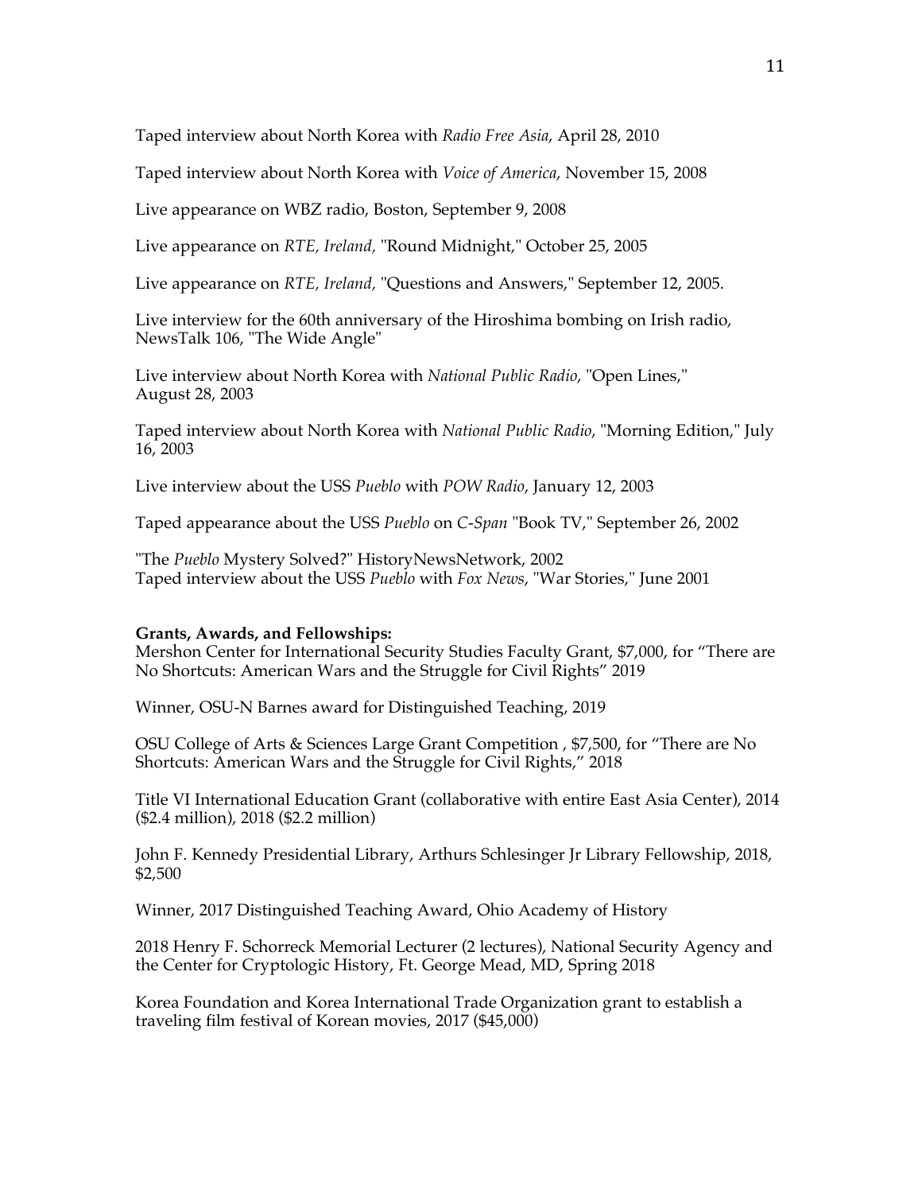Taped interview about North Korea with *Radio Free Asia*, April 28, 2010

Taped interview about North Korea with *Voice of America*, November 15, 2008

Live appearance on WBZ radio, Boston, September 9, 2008

Live appearance on *RTE, Ireland,* "Round Midnight," October 25, 2005

Live appearance on *RTE, Ireland,* "Questions and Answers," September 12, 2005.

Live interview for the 60th anniversary of the Hiroshima bombing on Irish radio, NewsTalk 106, "The Wide Angle"

Live interview about North Korea with *National Public Radio*, "Open Lines," August 28, 2003

Taped interview about North Korea with *National Public Radio*, "Morning Edition," July 16, 2003

Live interview about the USS *Pueblo* with *POW Radio*, January 12, 2003

Taped appearance about the USS *Pueblo* on *C-Span* "Book TV," September 26, 2002

"The *Pueblo* Mystery Solved?" HistoryNewsNetwork, 2002
Taped interview about the USS *Pueblo* with *Fox News*, "War Stories," June 2001

**Grants, Awards, and Fellowships:**
Mershon Center for International Security Studies Faculty Grant, $7,000, for "There are No Shortcuts: American Wars and the Struggle for Civil Rights" 2019

Winner, OSU-N Barnes award for Distinguished Teaching, 2019

OSU College of Arts & Sciences Large Grant Competition , $7,500, for "There are No Shortcuts: American Wars and the Struggle for Civil Rights," 2018

Title VI International Education Grant (collaborative with entire East Asia Center), 2014 ($2.4 million), 2018 ($2.2 million)

John F. Kennedy Presidential Library, Arthurs Schlesinger Jr Library Fellowship, 2018, $2,500

Winner, 2017 Distinguished Teaching Award, Ohio Academy of History

2018 Henry F. Schorreck Memorial Lecturer (2 lectures), National Security Agency and the Center for Cryptologic History, Ft. George Mead, MD, Spring 2018

Korea Foundation and Korea International Trade Organization grant to establish a traveling film festival of Korean movies, 2017 ($45,000)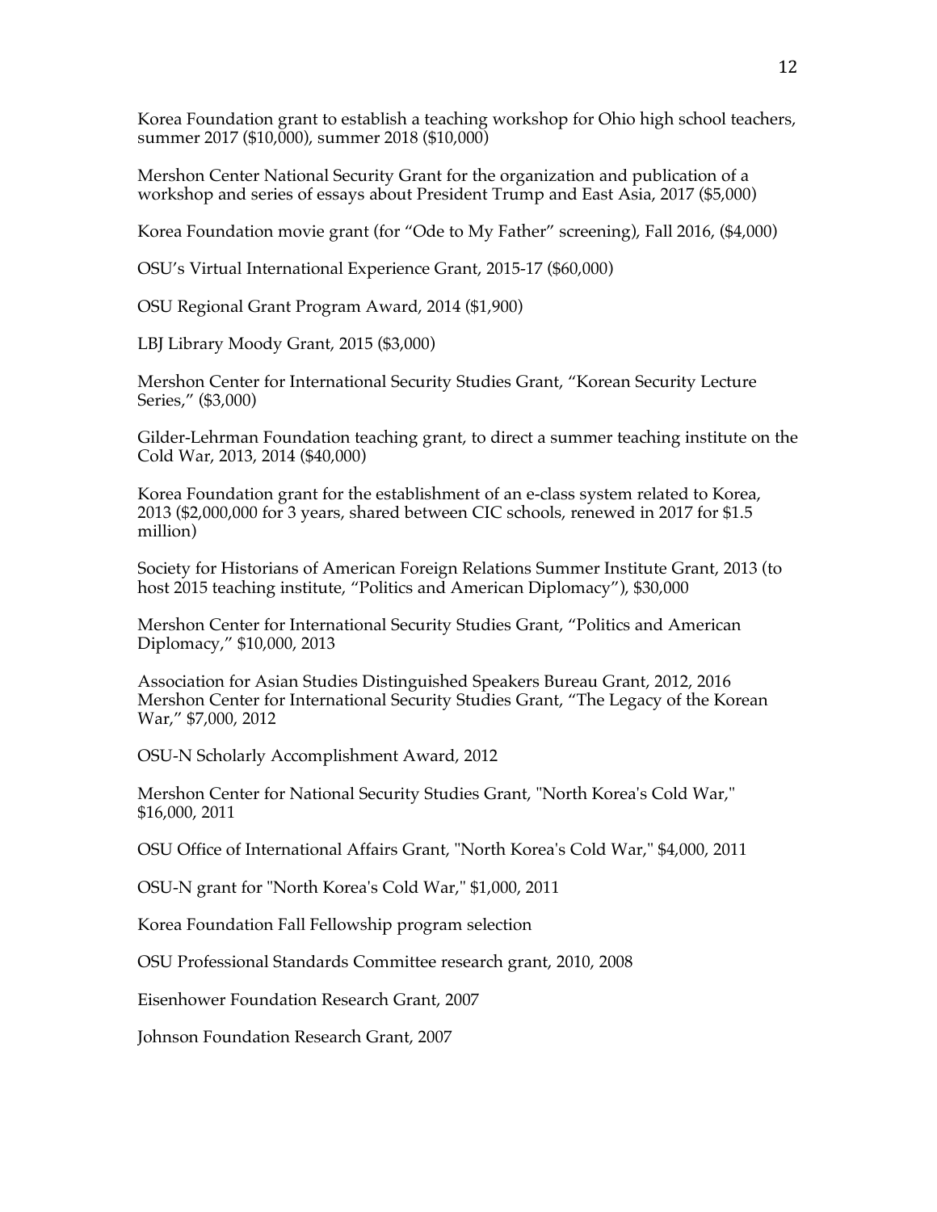Korea Foundation grant to establish a teaching workshop for Ohio high school teachers, summer 2017 ($10,000), summer 2018 ($10,000)

Mershon Center National Security Grant for the organization and publication of a workshop and series of essays about President Trump and East Asia, 2017 ($5,000)

Korea Foundation movie grant (for "Ode to My Father" screening), Fall 2016, ($4,000)

OSU's Virtual International Experience Grant, 2015-17 ($60,000)

OSU Regional Grant Program Award, 2014 ($1,900)

LBJ Library Moody Grant, 2015 ($3,000)

Mershon Center for International Security Studies Grant, "Korean Security Lecture Series," ($3,000)

Gilder-Lehrman Foundation teaching grant, to direct a summer teaching institute on the Cold War, 2013, 2014 ($40,000)

Korea Foundation grant for the establishment of an e-class system related to Korea, 2013 ($2,000,000 for 3 years, shared between CIC schools, renewed in 2017 for $1.5 million)

Society for Historians of American Foreign Relations Summer Institute Grant, 2013 (to host 2015 teaching institute, "Politics and American Diplomacy"), $30,000

Mershon Center for International Security Studies Grant, "Politics and American Diplomacy," $10,000, 2013

Association for Asian Studies Distinguished Speakers Bureau Grant, 2012, 2016
Mershon Center for International Security Studies Grant, "The Legacy of the Korean War," $7,000, 2012

OSU-N Scholarly Accomplishment Award, 2012

Mershon Center for National Security Studies Grant, "North Korea's Cold War," $16,000, 2011

OSU Office of International Affairs Grant, "North Korea's Cold War," $4,000, 2011

OSU-N grant for "North Korea's Cold War," $1,000, 2011

Korea Foundation Fall Fellowship program selection

OSU Professional Standards Committee research grant, 2010, 2008

Eisenhower Foundation Research Grant, 2007

Johnson Foundation Research Grant, 2007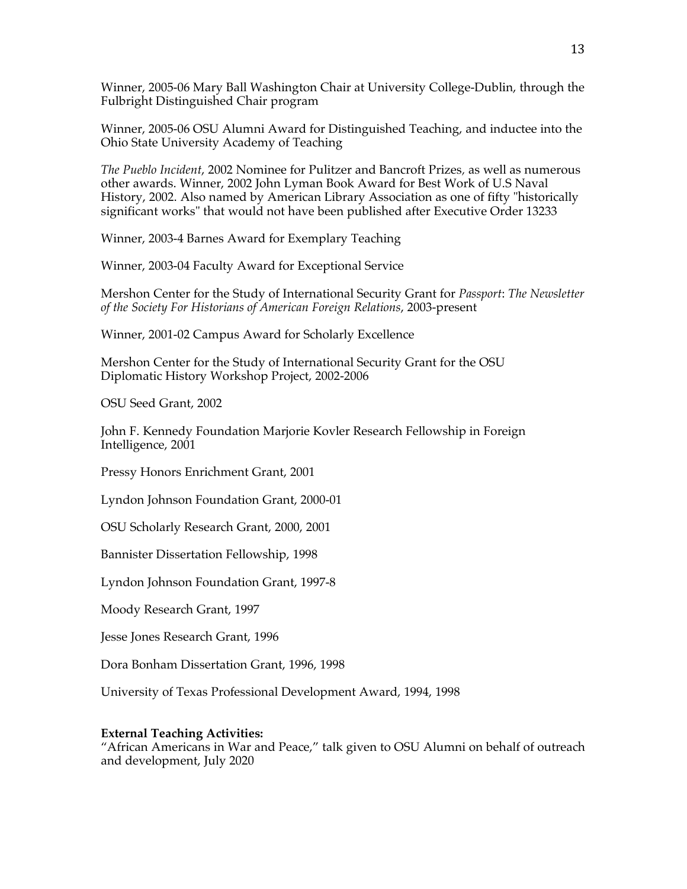Winner, 2005-06 Mary Ball Washington Chair at University College-Dublin, through the Fulbright Distinguished Chair program

Winner, 2005-06 OSU Alumni Award for Distinguished Teaching, and inductee into the Ohio State University Academy of Teaching

*The Pueblo Incident*, 2002 Nominee for Pulitzer and Bancroft Prizes, as well as numerous other awards. Winner, 2002 John Lyman Book Award for Best Work of U.S Naval History, 2002. Also named by American Library Association as one of fifty "historically significant works" that would not have been published after Executive Order 13233

Winner, 2003-4 Barnes Award for Exemplary Teaching

Winner, 2003-04 Faculty Award for Exceptional Service

Mershon Center for the Study of International Security Grant for *Passport*: *The Newsletter of the Society For Historians of American Foreign Relations*, 2003-present

Winner, 2001-02 Campus Award for Scholarly Excellence

Mershon Center for the Study of International Security Grant for the OSU Diplomatic History Workshop Project, 2002-2006

OSU Seed Grant, 2002

John F. Kennedy Foundation Marjorie Kovler Research Fellowship in Foreign Intelligence, 2001

Pressy Honors Enrichment Grant, 2001

Lyndon Johnson Foundation Grant, 2000-01

OSU Scholarly Research Grant, 2000, 2001

Bannister Dissertation Fellowship, 1998

Lyndon Johnson Foundation Grant, 1997-8

Moody Research Grant, 1997

Jesse Jones Research Grant, 1996

Dora Bonham Dissertation Grant, 1996, 1998

University of Texas Professional Development Award, 1994, 1998

**External Teaching Activities:**
"African Americans in War and Peace," talk given to OSU Alumni on behalf of outreach and development, July 2020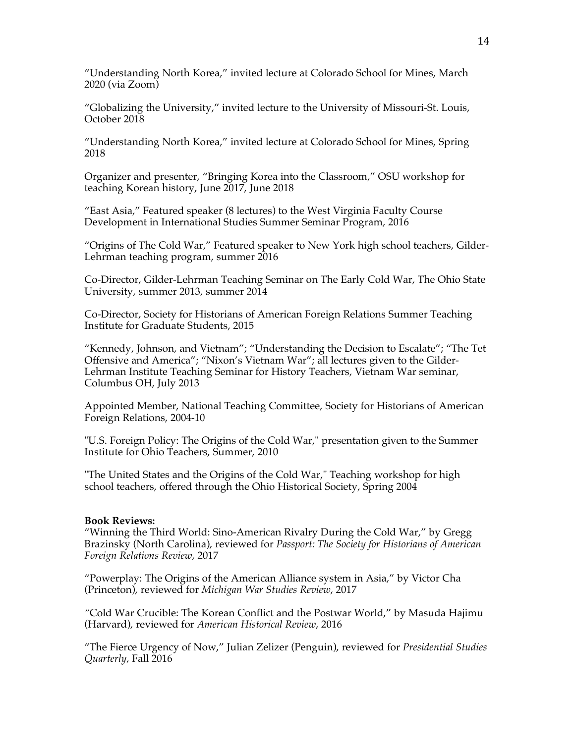"Understanding North Korea," invited lecture at Colorado School for Mines, March 2020 (via Zoom)

"Globalizing the University," invited lecture to the University of Missouri-St. Louis, October 2018

"Understanding North Korea," invited lecture at Colorado School for Mines, Spring 2018

Organizer and presenter, "Bringing Korea into the Classroom," OSU workshop for teaching Korean history, June 2017, June 2018

"East Asia," Featured speaker (8 lectures) to the West Virginia Faculty Course Development in International Studies Summer Seminar Program, 2016

"Origins of The Cold War," Featured speaker to New York high school teachers, Gilder-Lehrman teaching program, summer 2016

Co-Director, Gilder-Lehrman Teaching Seminar on The Early Cold War, The Ohio State University, summer 2013, summer 2014

Co-Director, Society for Historians of American Foreign Relations Summer Teaching Institute for Graduate Students, 2015

"Kennedy, Johnson, and Vietnam"; "Understanding the Decision to Escalate"; "The Tet Offensive and America"; "Nixon's Vietnam War"; all lectures given to the Gilder-Lehrman Institute Teaching Seminar for History Teachers, Vietnam War seminar, Columbus OH, July 2013

Appointed Member, National Teaching Committee, Society for Historians of American Foreign Relations, 2004-10

"U.S. Foreign Policy: The Origins of the Cold War," presentation given to the Summer Institute for Ohio Teachers, Summer, 2010

"The United States and the Origins of the Cold War," Teaching workshop for high school teachers, offered through the Ohio Historical Society, Spring 2004

**Book Reviews:**

"Winning the Third World: Sino-American Rivalry During the Cold War," by Gregg Brazinsky (North Carolina), reviewed for *Passport: The Society for Historians of American Foreign Relations Review*, 2017

"Powerplay: The Origins of the American Alliance system in Asia," by Victor Cha (Princeton), reviewed for *Michigan War Studies Review*, 2017

"Cold War Crucible: The Korean Conflict and the Postwar World," by Masuda Hajimu (Harvard), reviewed for *American Historical Review*, 2016

"The Fierce Urgency of Now," Julian Zelizer (Penguin), reviewed for *Presidential Studies Quarterly*, Fall 2016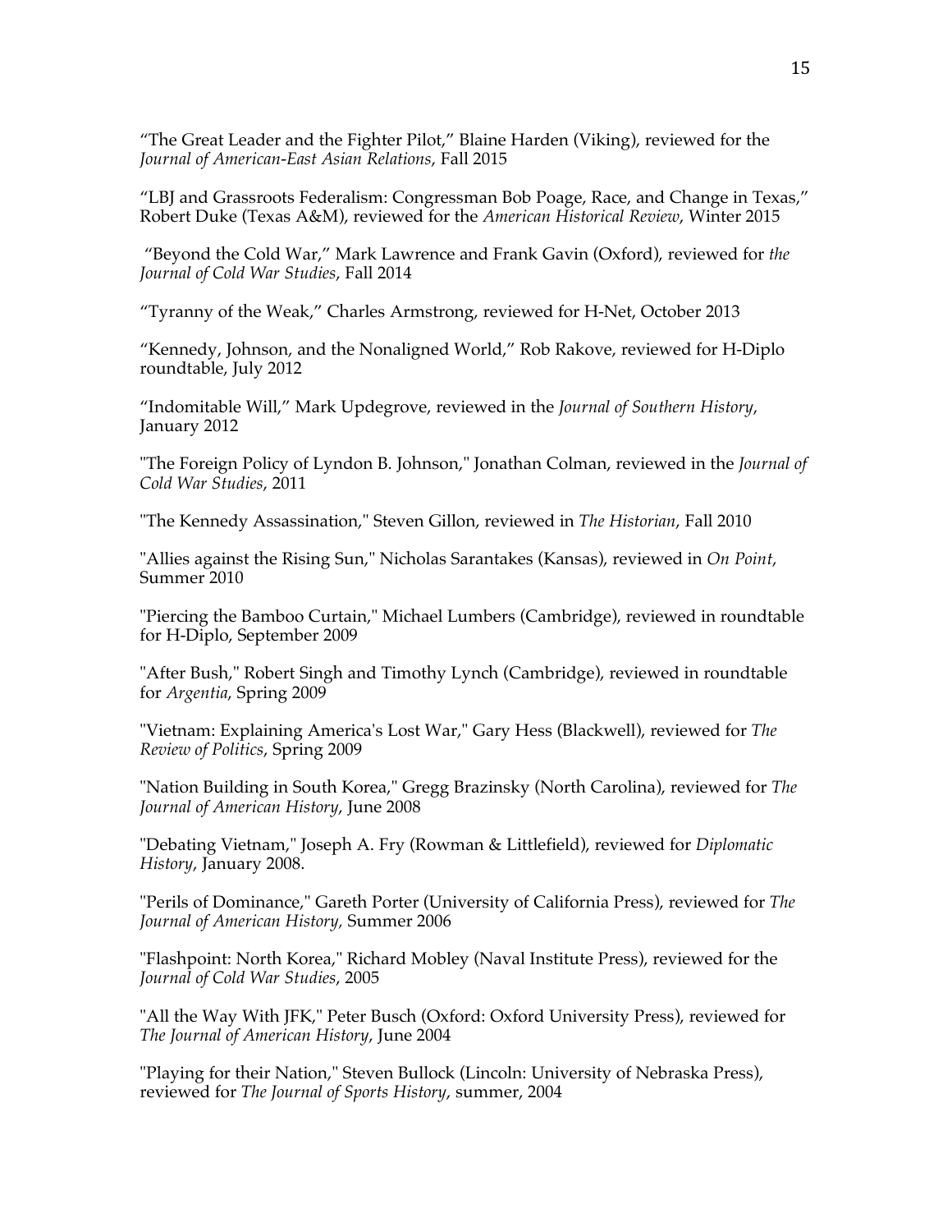“The Great Leader and the Fighter Pilot,” Blaine Harden (Viking), reviewed for the *Journal of American-East Asian Relations*, Fall 2015

“LBJ and Grassroots Federalism: Congressman Bob Poage, Race, and Change in Texas,” Robert Duke (Texas A&M), reviewed for the *American Historical Review*, Winter 2015

“Beyond the Cold War,” Mark Lawrence and Frank Gavin (Oxford), reviewed for *the Journal of Cold War Studies*, Fall 2014

“Tyranny of the Weak,” Charles Armstrong, reviewed for H-Net, October 2013

“Kennedy, Johnson, and the Nonaligned World,” Rob Rakove, reviewed for H-Diplo roundtable, July 2012

“Indomitable Will,” Mark Updegrove, reviewed in the *Journal of Southern History*, January 2012

"The Foreign Policy of Lyndon B. Johnson," Jonathan Colman, reviewed in the *Journal of Cold War Studies*, 2011

"The Kennedy Assassination," Steven Gillon, reviewed in *The Historian*, Fall 2010

"Allies against the Rising Sun," Nicholas Sarantakes (Kansas), reviewed in *On Point*, Summer 2010

"Piercing the Bamboo Curtain," Michael Lumbers (Cambridge), reviewed in roundtable for H-Diplo, September 2009

"After Bush," Robert Singh and Timothy Lynch (Cambridge), reviewed in roundtable for *Argentia*, Spring 2009

"Vietnam: Explaining America's Lost War," Gary Hess (Blackwell), reviewed for *The Review of Politics*, Spring 2009

"Nation Building in South Korea," Gregg Brazinsky (North Carolina), reviewed for *The Journal of American History*, June 2008

"Debating Vietnam," Joseph A. Fry (Rowman & Littlefield), reviewed for *Diplomatic History*, January 2008.

"Perils of Dominance," Gareth Porter (University of California Press), reviewed for *The Journal of American History,* Summer 2006

"Flashpoint: North Korea," Richard Mobley (Naval Institute Press), reviewed for the *Journal of Cold War Studies*, 2005

"All the Way With JFK," Peter Busch (Oxford: Oxford University Press), reviewed for *The Journal of American History*, June 2004

"Playing for their Nation," Steven Bullock (Lincoln: University of Nebraska Press), reviewed for *The Journal of Sports History*, summer, 2004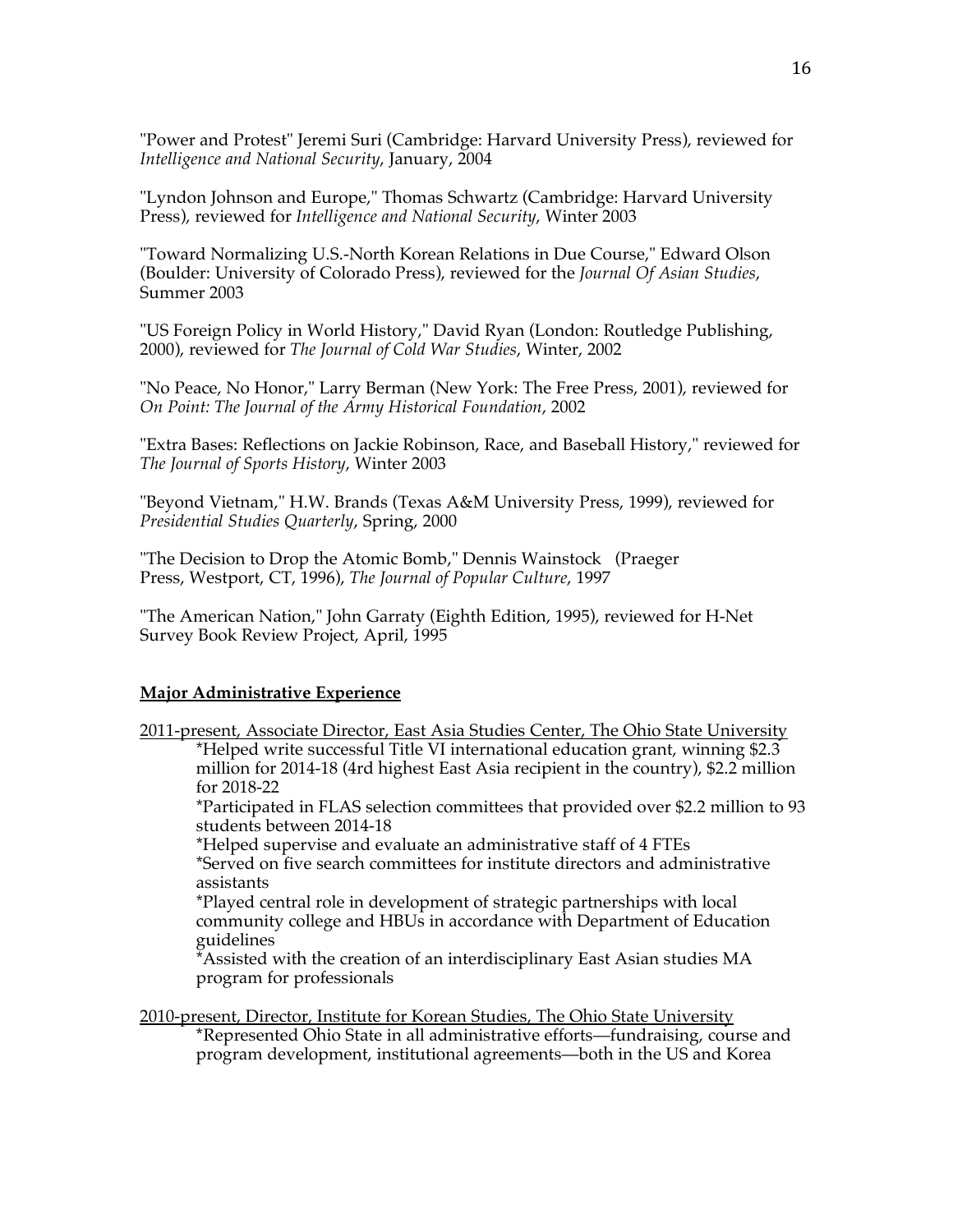"Power and Protest" Jeremi Suri (Cambridge: Harvard University Press), reviewed for *Intelligence and National Security*, January, 2004

"Lyndon Johnson and Europe," Thomas Schwartz (Cambridge: Harvard University Press), reviewed for *Intelligence and National Security*, Winter 2003

"Toward Normalizing U.S.-North Korean Relations in Due Course," Edward Olson (Boulder: University of Colorado Press), reviewed for the *Journal Of Asian Studies*, Summer 2003

"US Foreign Policy in World History," David Ryan (London: Routledge Publishing, 2000), reviewed for *The Journal of Cold War Studies*, Winter, 2002

"No Peace, No Honor," Larry Berman (New York: The Free Press, 2001), reviewed for *On Point: The Journal of the Army Historical Foundation*, 2002

"Extra Bases: Reflections on Jackie Robinson, Race, and Baseball History," reviewed for *The Journal of Sports History*, Winter 2003

"Beyond Vietnam," H.W. Brands (Texas A&M University Press, 1999), reviewed for *Presidential Studies Quarterly*, Spring, 2000

"The Decision to Drop the Atomic Bomb," Dennis Wainstock (Praeger Press, Westport, CT, 1996), *The Journal of Popular Culture*, 1997

"The American Nation," John Garraty (Eighth Edition, 1995), reviewed for H-Net Survey Book Review Project, April, 1995

**Major Administrative Experience**

2011-present, Associate Director, East Asia Studies Center, The Ohio State University

*Helped write successful Title VI international education grant, winning $2.3 million for 2014-18 (4rd highest East Asia recipient in the country), $2.2 million for 2018-22

*Participated in FLAS selection committees that provided over $2.2 million to 93 students between 2014-18

*Helped supervise and evaluate an administrative staff of 4 FTEs

*Served on five search committees for institute directors and administrative assistants

*Played central role in development of strategic partnerships with local community college and HBUs in accordance with Department of Education guidelines

*Assisted with the creation of an interdisciplinary East Asian studies MA program for professionals

2010-present, Director, Institute for Korean Studies, The Ohio State University

*Represented Ohio State in all administrative efforts—fundraising, course and program development, institutional agreements—both in the US and Korea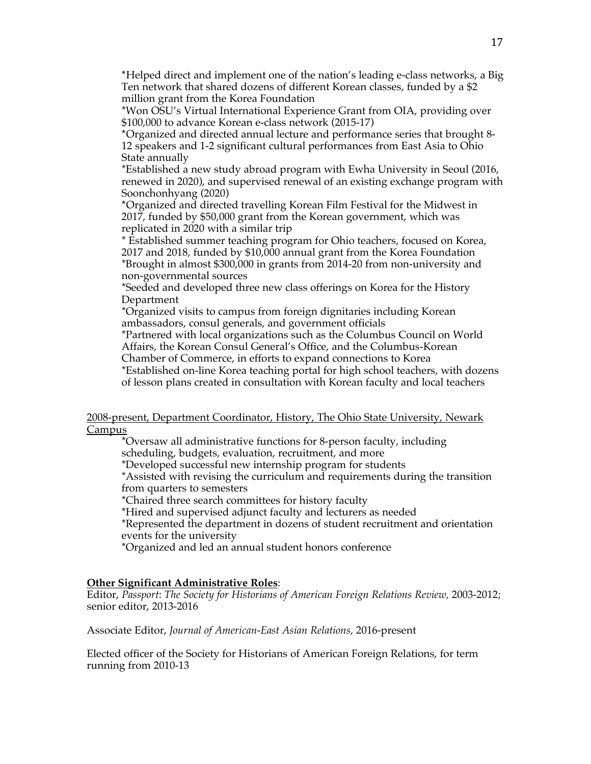*Helped direct and implement one of the nation's leading e-class networks, a Big Ten network that shared dozens of different Korean classes, funded by a $2 million grant from the Korea Foundation
*Won OSU's Virtual International Experience Grant from OIA, providing over $100,000 to advance Korean e-class network (2015-17)
*Organized and directed annual lecture and performance series that brought 8-12 speakers and 1-2 significant cultural performances from East Asia to Ohio State annually
*Established a new study abroad program with Ewha University in Seoul (2016, renewed in 2020), and supervised renewal of an existing exchange program with Soonchonhyang (2020)
*Organized and directed travelling Korean Film Festival for the Midwest in 2017, funded by $50,000 grant from the Korean government, which was replicated in 2020 with a similar trip
* Established summer teaching program for Ohio teachers, focused on Korea, 2017 and 2018, funded by $10,000 annual grant from the Korea Foundation
*Brought in almost $300,000 in grants from 2014-20 from non-university and non-governmental sources
*Seeded and developed three new class offerings on Korea for the History Department
*Organized visits to campus from foreign dignitaries including Korean ambassadors, consul generals, and government officials
*Partnered with local organizations such as the Columbus Council on World Affairs, the Korean Consul General's Office, and the Columbus-Korean Chamber of Commerce, in efforts to expand connections to Korea
*Established on-line Korea teaching portal for high school teachers, with dozens of lesson plans created in consultation with Korean faculty and local teachers

<u>2008-present, Department Coordinator, History, The Ohio State University, Newark Campus</u>

*Oversaw all administrative functions for 8-person faculty, including scheduling, budgets, evaluation, recruitment, and more
*Developed successful new internship program for students
*Assisted with revising the curriculum and requirements during the transition from quarters to semesters
*Chaired three search committees for history faculty
*Hired and supervised adjunct faculty and lecturers as needed
*Represented the department in dozens of student recruitment and orientation events for the university
*Organized and led an annual student honors conference

**<u>Other Significant Administrative Roles</u>**:

Editor, *Passport*: *The Society for Historians of American Foreign Relations Review*, 2003-2012; senior editor, 2013-2016

Associate Editor, *Journal of American-East Asian Relations*, 2016-present

Elected officer of the Society for Historians of American Foreign Relations, for term running from 2010-13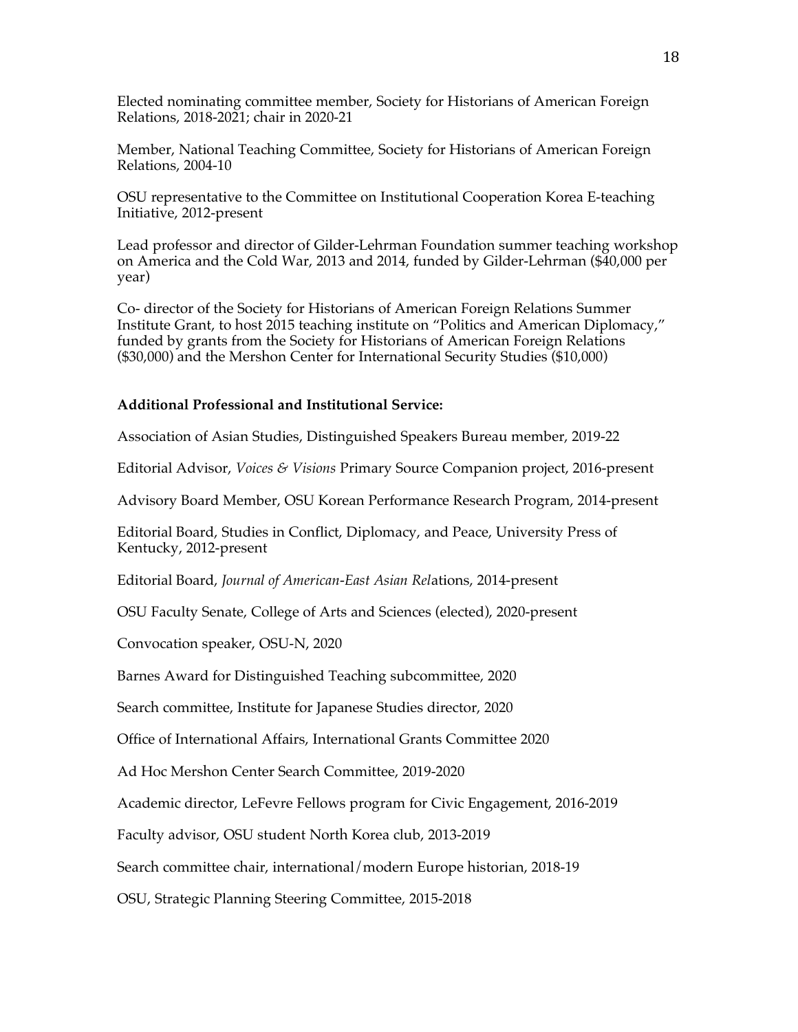Elected nominating committee member, Society for Historians of American Foreign Relations, 2018-2021; chair in 2020-21

Member, National Teaching Committee, Society for Historians of American Foreign Relations, 2004-10

OSU representative to the Committee on Institutional Cooperation Korea E-teaching Initiative, 2012-present

Lead professor and director of Gilder-Lehrman Foundation summer teaching workshop on America and the Cold War, 2013 and 2014, funded by Gilder-Lehrman ($40,000 per year)

Co- director of the Society for Historians of American Foreign Relations Summer Institute Grant, to host 2015 teaching institute on "Politics and American Diplomacy," funded by grants from the Society for Historians of American Foreign Relations ($30,000) and the Mershon Center for International Security Studies ($10,000)

**Additional Professional and Institutional Service:**

Association of Asian Studies, Distinguished Speakers Bureau member, 2019-22

Editorial Advisor, *Voices & Visions* Primary Source Companion project, 2016-present

Advisory Board Member, OSU Korean Performance Research Program, 2014-present

Editorial Board, Studies in Conflict, Diplomacy, and Peace, University Press of Kentucky, 2012-present

Editorial Board, *Journal of American-East Asian Rel*ations, 2014-present

OSU Faculty Senate, College of Arts and Sciences (elected), 2020-present

Convocation speaker, OSU-N, 2020

Barnes Award for Distinguished Teaching subcommittee, 2020

Search committee, Institute for Japanese Studies director, 2020

Office of International Affairs, International Grants Committee 2020

Ad Hoc Mershon Center Search Committee, 2019-2020

Academic director, LeFevre Fellows program for Civic Engagement, 2016-2019

Faculty advisor, OSU student North Korea club, 2013-2019

Search committee chair, international/modern Europe historian, 2018-19

OSU, Strategic Planning Steering Committee, 2015-2018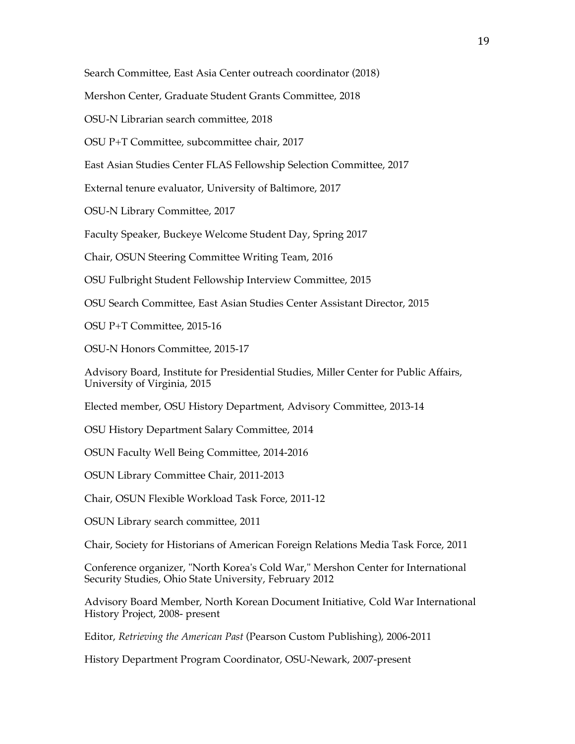Search Committee, East Asia Center outreach coordinator (2018)

Mershon Center, Graduate Student Grants Committee, 2018

OSU-N Librarian search committee, 2018

OSU P+T Committee, subcommittee chair, 2017

East Asian Studies Center FLAS Fellowship Selection Committee, 2017

External tenure evaluator, University of Baltimore, 2017

OSU-N Library Committee, 2017

Faculty Speaker, Buckeye Welcome Student Day, Spring 2017

Chair, OSUN Steering Committee Writing Team, 2016

OSU Fulbright Student Fellowship Interview Committee, 2015

OSU Search Committee, East Asian Studies Center Assistant Director, 2015

OSU P+T Committee, 2015-16

OSU-N Honors Committee, 2015-17

Advisory Board, Institute for Presidential Studies, Miller Center for Public Affairs, University of Virginia, 2015

Elected member, OSU History Department, Advisory Committee, 2013-14

OSU History Department Salary Committee, 2014

OSUN Faculty Well Being Committee, 2014-2016

OSUN Library Committee Chair, 2011-2013

Chair, OSUN Flexible Workload Task Force, 2011-12

OSUN Library search committee, 2011

Chair, Society for Historians of American Foreign Relations Media Task Force, 2011

Conference organizer, "North Korea's Cold War," Mershon Center for International Security Studies, Ohio State University, February 2012

Advisory Board Member, North Korean Document Initiative, Cold War International History Project, 2008- present

Editor, *Retrieving the American Past* (Pearson Custom Publishing), 2006-2011

History Department Program Coordinator, OSU-Newark, 2007-present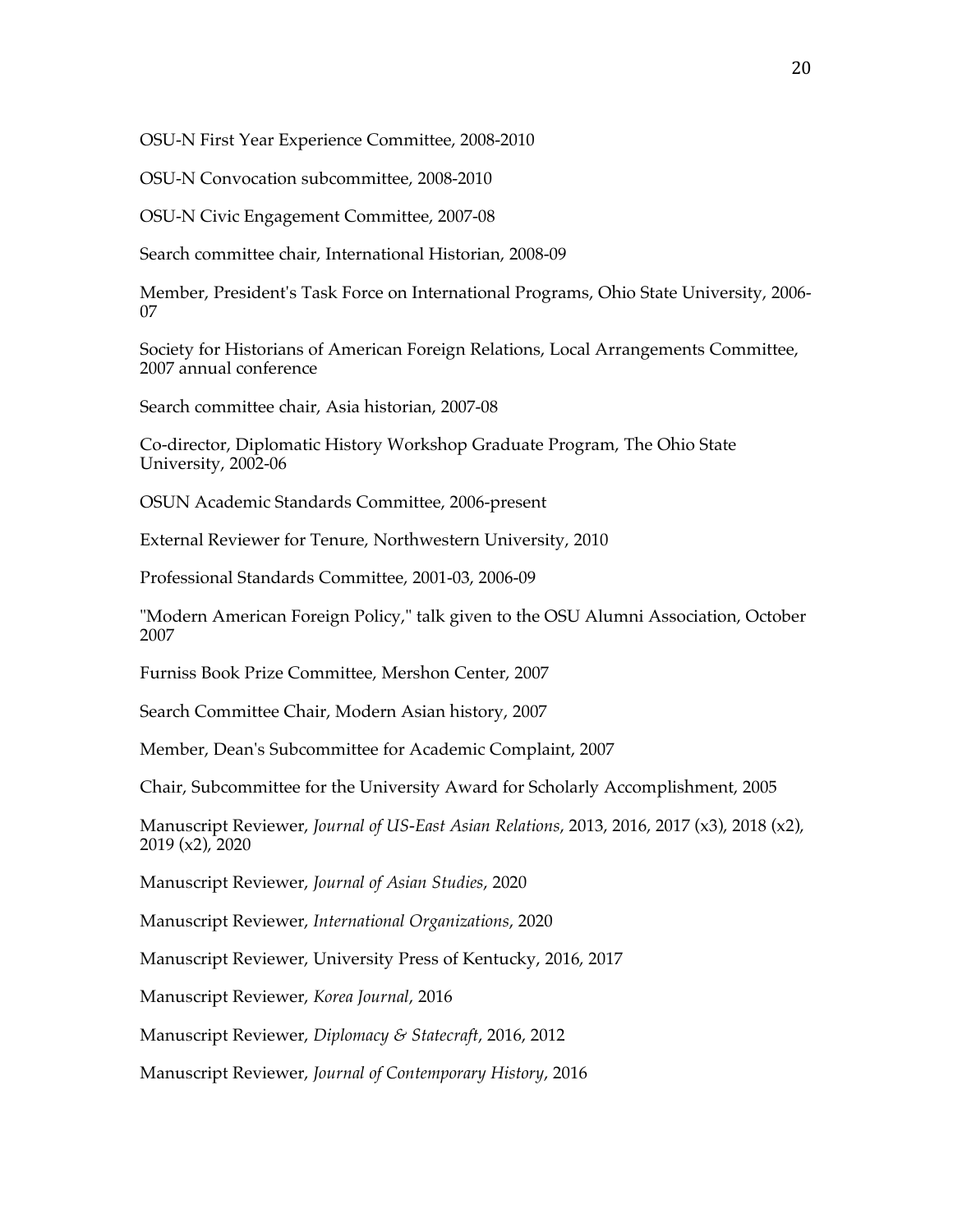OSU-N First Year Experience Committee, 2008-2010

OSU-N Convocation subcommittee, 2008-2010

OSU-N Civic Engagement Committee, 2007-08

Search committee chair, International Historian, 2008-09

Member, President's Task Force on International Programs, Ohio State University, 2006-07

Society for Historians of American Foreign Relations, Local Arrangements Committee, 2007 annual conference

Search committee chair, Asia historian, 2007-08

Co-director, Diplomatic History Workshop Graduate Program, The Ohio State University, 2002-06

OSUN Academic Standards Committee, 2006-present

External Reviewer for Tenure, Northwestern University, 2010

Professional Standards Committee, 2001-03, 2006-09

"Modern American Foreign Policy," talk given to the OSU Alumni Association, October 2007

Furniss Book Prize Committee, Mershon Center, 2007

Search Committee Chair, Modern Asian history, 2007

Member, Dean's Subcommittee for Academic Complaint, 2007

Chair, Subcommittee for the University Award for Scholarly Accomplishment, 2005

Manuscript Reviewer, *Journal of US-East Asian Relations*, 2013, 2016, 2017 (x3), 2018 (x2), 2019 (x2), 2020

Manuscript Reviewer, *Journal of Asian Studies*, 2020

Manuscript Reviewer, *International Organizations*, 2020

Manuscript Reviewer, University Press of Kentucky, 2016, 2017

Manuscript Reviewer, *Korea Journal*, 2016

Manuscript Reviewer, *Diplomacy & Statecraft*, 2016, 2012

Manuscript Reviewer, *Journal of Contemporary History*, 2016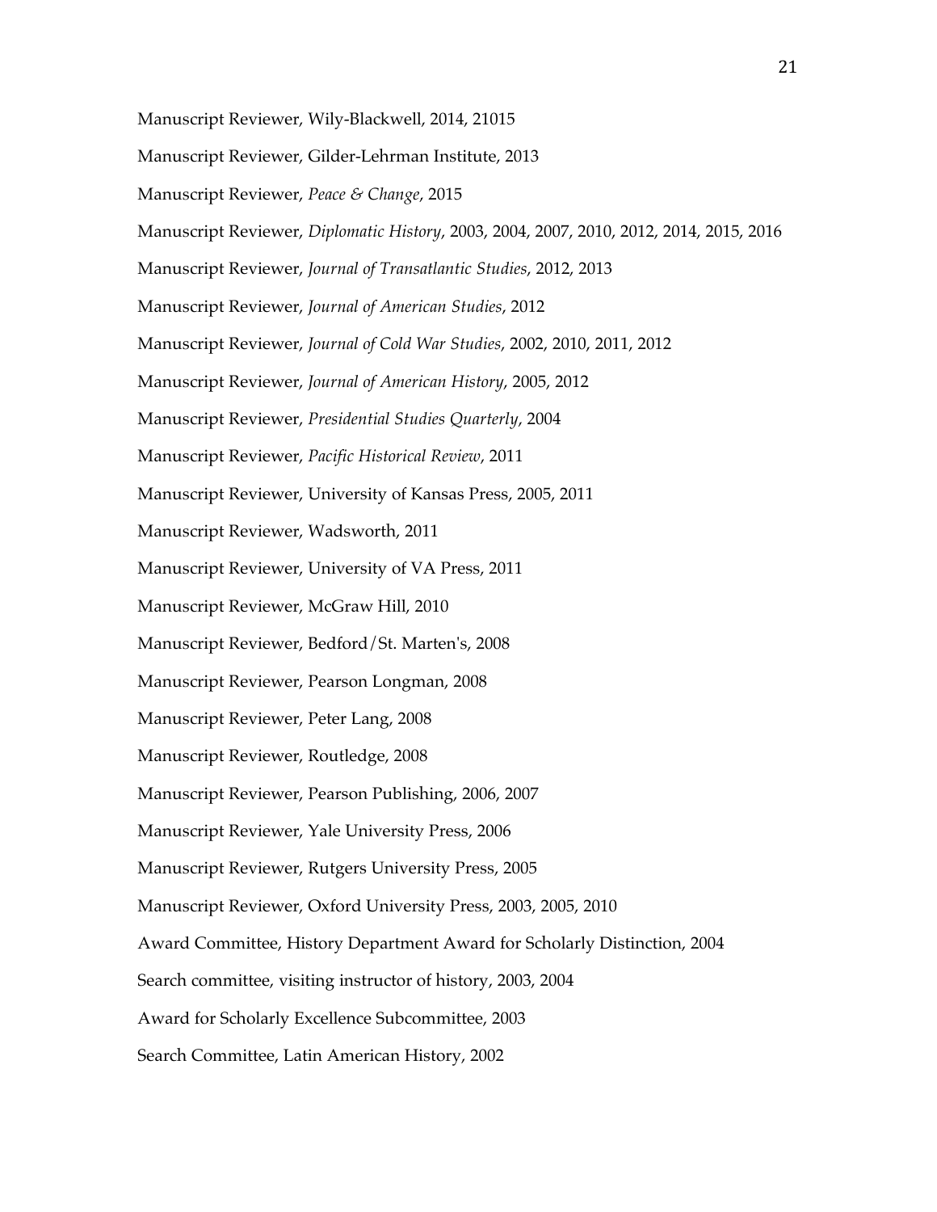Manuscript Reviewer, Wily-Blackwell, 2014, 21015

Manuscript Reviewer, Gilder-Lehrman Institute, 2013

Manuscript Reviewer, *Peace & Change*, 2015

Manuscript Reviewer, *Diplomatic History*, 2003, 2004, 2007, 2010, 2012, 2014, 2015, 2016

Manuscript Reviewer, *Journal of Transatlantic Studies*, 2012, 2013

Manuscript Reviewer, *Journal of American Studies*, 2012

Manuscript Reviewer, *Journal of Cold War Studies*, 2002, 2010, 2011, 2012

Manuscript Reviewer, *Journal of American History*, 2005, 2012

Manuscript Reviewer, *Presidential Studies Quarterly*, 2004

Manuscript Reviewer, *Pacific Historical Review*, 2011

Manuscript Reviewer, University of Kansas Press, 2005, 2011

Manuscript Reviewer, Wadsworth, 2011

Manuscript Reviewer, University of VA Press, 2011

Manuscript Reviewer, McGraw Hill, 2010

Manuscript Reviewer, Bedford/St. Marten's, 2008

Manuscript Reviewer, Pearson Longman, 2008

Manuscript Reviewer, Peter Lang, 2008

Manuscript Reviewer, Routledge, 2008

Manuscript Reviewer, Pearson Publishing, 2006, 2007

Manuscript Reviewer, Yale University Press, 2006

Manuscript Reviewer, Rutgers University Press, 2005

Manuscript Reviewer, Oxford University Press, 2003, 2005, 2010

Award Committee, History Department Award for Scholarly Distinction, 2004

Search committee, visiting instructor of history, 2003, 2004

Award for Scholarly Excellence Subcommittee, 2003

Search Committee, Latin American History, 2002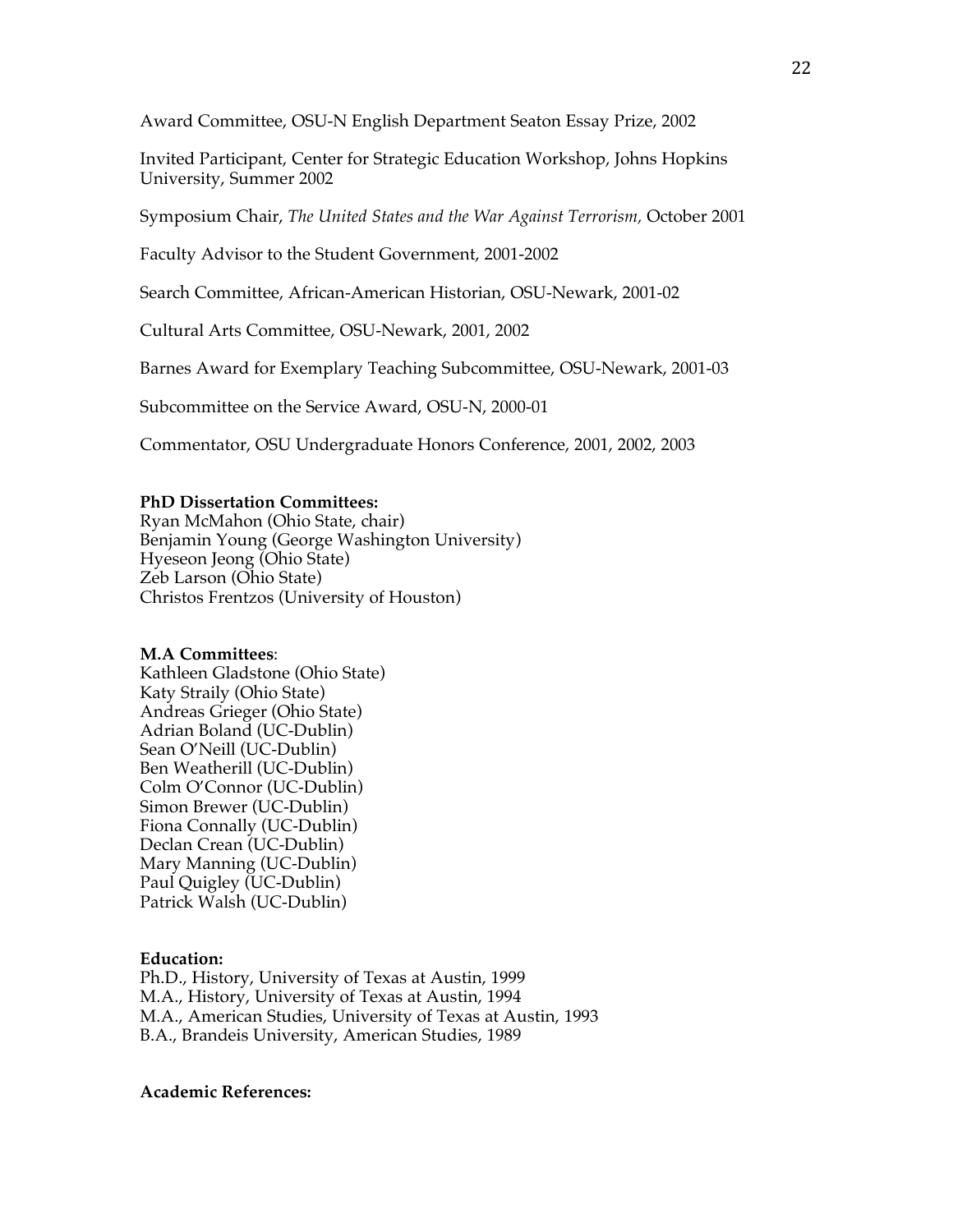Award Committee, OSU-N English Department Seaton Essay Prize, 2002

Invited Participant, Center for Strategic Education Workshop, Johns Hopkins University, Summer 2002

Symposium Chair, *The United States and the War Against Terrorism,* October 2001

Faculty Advisor to the Student Government, 2001-2002

Search Committee, African-American Historian, OSU-Newark, 2001-02

Cultural Arts Committee, OSU-Newark, 2001, 2002

Barnes Award for Exemplary Teaching Subcommittee, OSU-Newark, 2001-03

Subcommittee on the Service Award, OSU-N, 2000-01

Commentator, OSU Undergraduate Honors Conference, 2001, 2002, 2003

**PhD Dissertation Committees:**
Ryan McMahon (Ohio State, chair)
Benjamin Young (George Washington University)
Hyeseon Jeong (Ohio State)
Zeb Larson (Ohio State)
Christos Frentzos (University of Houston)

**M.A Committees**:
Kathleen Gladstone (Ohio State)
Katy Straily (Ohio State)
Andreas Grieger (Ohio State)
Adrian Boland (UC-Dublin)
Sean O'Neill (UC-Dublin)
Ben Weatherill (UC-Dublin)
Colm O'Connor (UC-Dublin)
Simon Brewer (UC-Dublin)
Fiona Connally (UC-Dublin)
Declan Crean (UC-Dublin)
Mary Manning (UC-Dublin)
Paul Quigley (UC-Dublin)
Patrick Walsh (UC-Dublin)

**Education:**
Ph.D., History, University of Texas at Austin, 1999
M.A., History, University of Texas at Austin, 1994
M.A., American Studies, University of Texas at Austin, 1993
B.A., Brandeis University, American Studies, 1989

**Academic References:**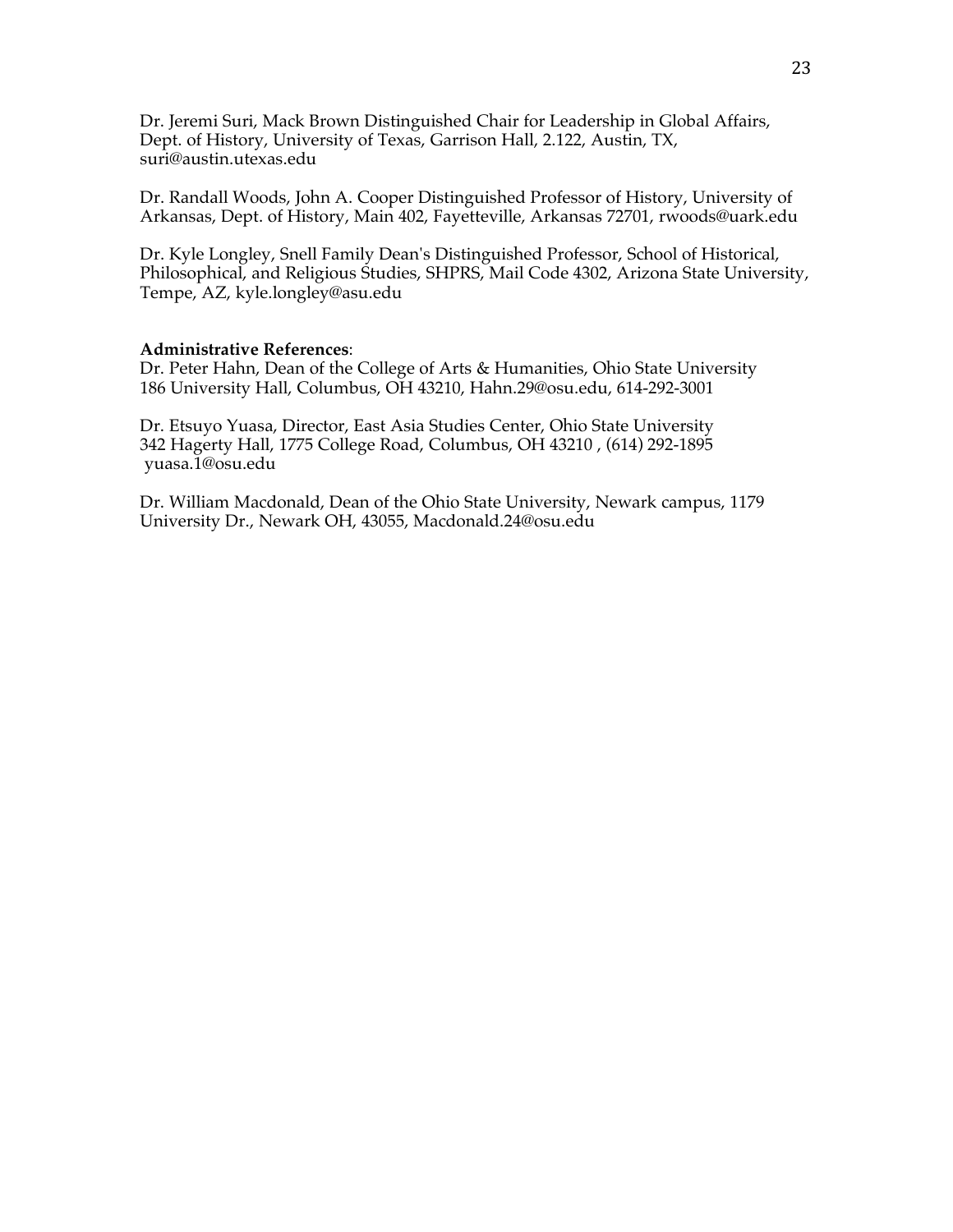Dr. Jeremi Suri, Mack Brown Distinguished Chair for Leadership in Global Affairs, Dept. of History, University of Texas, Garrison Hall, 2.122, Austin, TX, suri@austin.utexas.edu

Dr. Randall Woods, John A. Cooper Distinguished Professor of History, University of Arkansas, Dept. of History, Main 402, Fayetteville, Arkansas 72701, rwoods@uark.edu

Dr. Kyle Longley, Snell Family Dean's Distinguished Professor, School of Historical, Philosophical, and Religious Studies, SHPRS, Mail Code 4302, Arizona State University, Tempe, AZ, kyle.longley@asu.edu

**Administrative References**:
Dr. Peter Hahn, Dean of the College of Arts & Humanities, Ohio State University
186 University Hall, Columbus, OH 43210, Hahn.29@osu.edu, 614-292-3001

Dr. Etsuyo Yuasa, Director, East Asia Studies Center, Ohio State University
342 Hagerty Hall, 1775 College Road, Columbus, OH 43210 , (614) 292-1895
yuasa.1@osu.edu

Dr. William Macdonald, Dean of the Ohio State University, Newark campus, 1179 University Dr., Newark OH, 43055, Macdonald.24@osu.edu